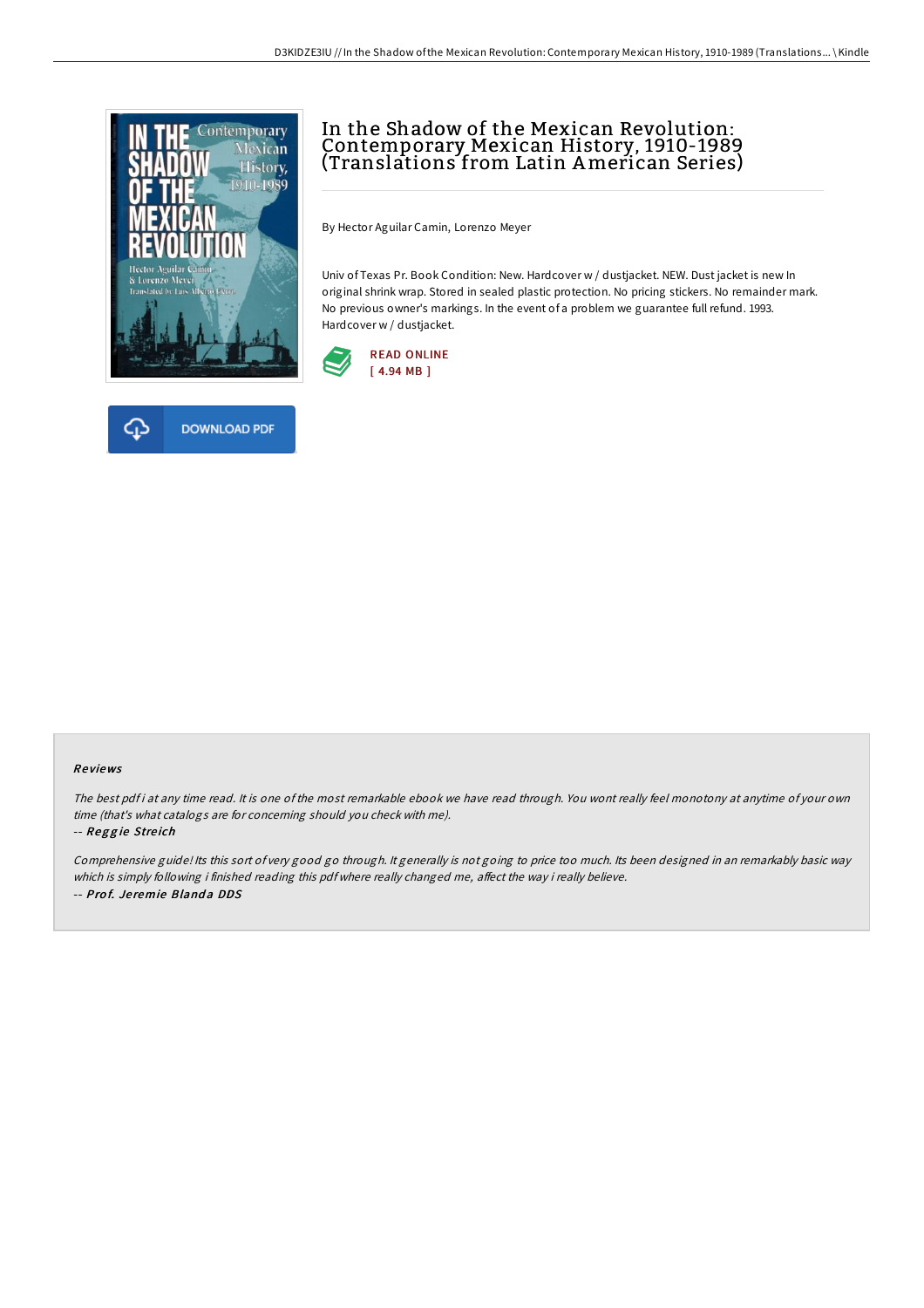# In the Shadow of the Mexican Revolution: Contemporary Mexican History, 1910-1989 (Translations from Latin American Series)

By Hector Aguilar Camin, Lorenzo Meyer

Univ of Texas Pr. Book Condition: New. Hardcover w / dustjacket. NEW. Dust jacket is new In original shrink wrap. Stored in sealed plastic protection. No pricing stickers. No remainder mark. No previous owner's markings. In the event of a problem we guarantee full refund. 1993. Hardcover w / dustjacket.

READ ONLINE
[ 4.94 MB ]

DOWNLOAD PDF

### Reviews

*The best pdf i at any time read. It is one of the most remarkable ebook we have read through. You wont really feel monotony at anytime of your own time (that's what catalogs are for concerning should you check with me).*

-- ***Reggie Streich***

*Comprehensive guide! Its this sort of very good go through. It generally is not going to price too much. Its been designed in an remarkably basic way which is simply following i finished reading this pdf where really changed me, affect the way i really believe.*

-- ***Prof. Jeremie Blanda DDS***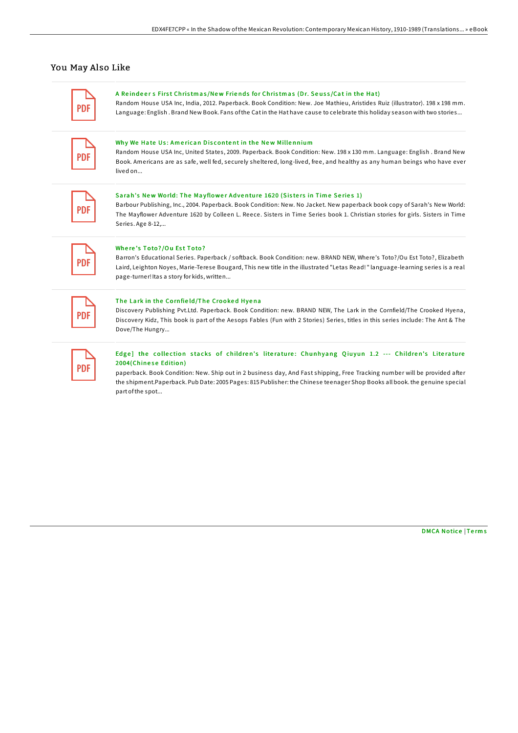## You May Also Like

PDF

**A Reindeer s First Christmas/New Friends for Christmas (Dr. Seuss/Cat in the Hat)**

Random House USA Inc, India, 2012. Paperback. Book Condition: New. Joe Mathieu, Aristides Ruiz (illustrator). 198 x 198 mm. Language: English . Brand New Book. Fans of the Cat in the Hat have cause to celebrate this holiday season with two stories...

PDF

**Why We Hate Us: American Discontent in the New Millennium**

Random House USA Inc, United States, 2009. Paperback. Book Condition: New. 198 x 130 mm. Language: English . Brand New Book. Americans are as safe, well fed, securely sheltered, long-lived, free, and healthy as any human beings who have ever lived on...

PDF

**Sarah's New World: The Mayflower Adventure 1620 (Sisters in Time Series 1)**

Barbour Publishing, Inc., 2004. Paperback. Book Condition: New. No Jacket. New paperback book copy of Sarah's New World: The Mayflower Adventure 1620 by Colleen L. Reece. Sisters in Time Series book 1. Christian stories for girls. Sisters in Time Series. Age 8-12,...

PDF

**Where's Toto?/Ou Est Toto?**

Barron's Educational Series. Paperback / softback. Book Condition: new. BRAND NEW, Where's Toto?/Ou Est Toto?, Elizabeth Laird, Leighton Noyes, Marie-Terese Bougard, This new title in the illustrated "Letas Read! " language-learning series is a real page-turner! Itas a story for kids, written...

PDF

**The Lark in the Cornfield/The Crooked Hyena**

Discovery Publishing Pvt.Ltd. Paperback. Book Condition: new. BRAND NEW, The Lark in the Cornfield/The Crooked Hyena, Discovery Kidz, This book is part of the Aesops Fables (Fun with 2 Stories) Series, titles in this series include: The Ant & The Dove/The Hungry...

PDF

**Edge] the collection stacks of children's literature: Chunhyang Qiuyun 1.2 --- Children's Literature 2004(Chinese Edition)**

paperback. Book Condition: New. Ship out in 2 business day, And Fast shipping, Free Tracking number will be provided after the shipment.Paperback. Pub Date: 2005 Pages: 815 Publisher: the Chinese teenager Shop Books all book. the genuine special part of the spot...